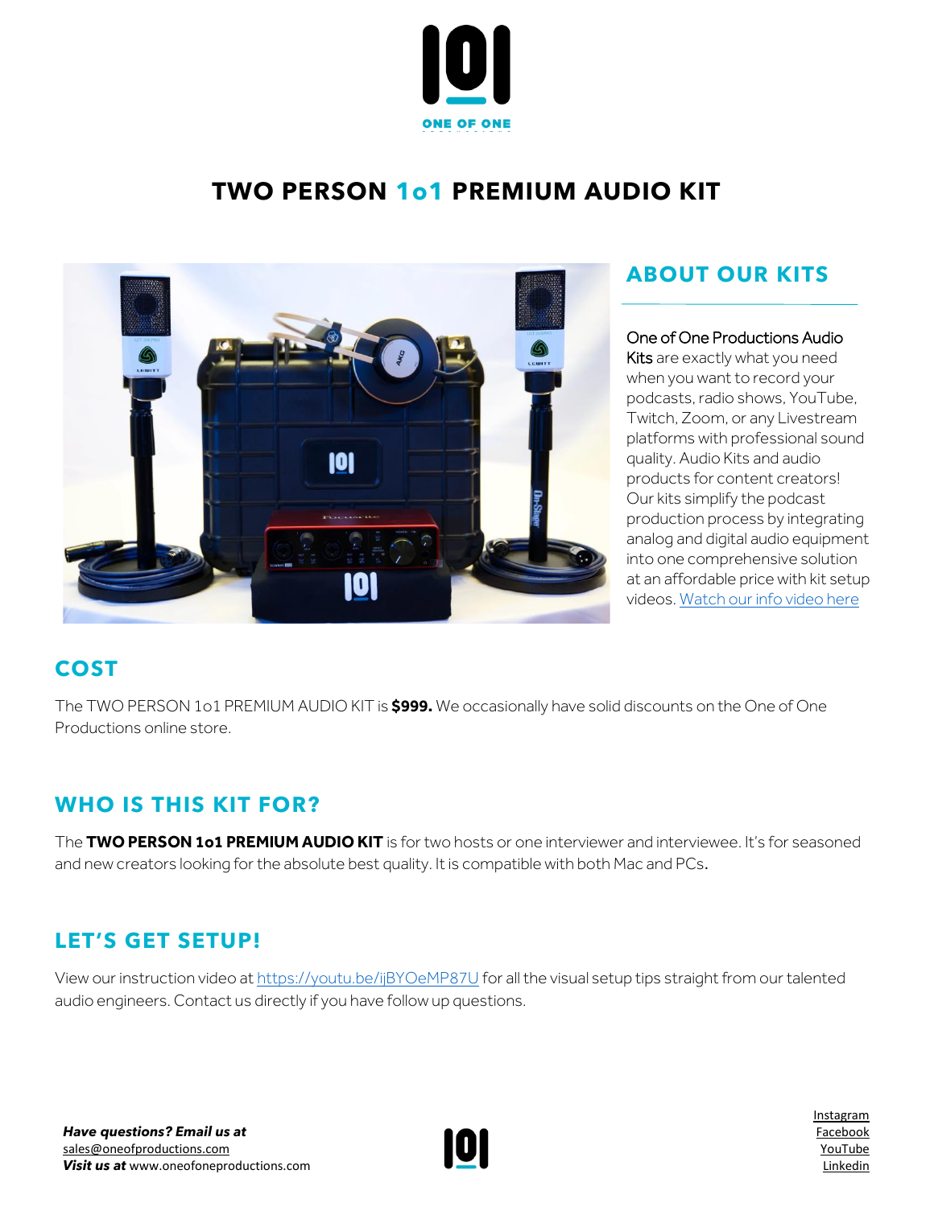# TWO PERSON 1o1 PREMIUM AUDIO KIT

## ABOUT OUR KITS

One of One Productions Audio Kits are exactly what you need when you want to record your podcasts, radio shows, YouTube, Twitch, Zoom, or any Livestream platforms with professional sound quality. Audio Kits and audio products for content creators! Our kits simplify the podcast production process by integrating analog and digital audio equipment into one comprehensive solution at an affordable price with kit setup videos. Watch our info video here

## COST

The TWO PERSON 1o1 PREMIUM AUDIO KIT is **$999.** We occasionally have solid discounts on the One of One Productions online store.

## WHO IS THIS KIT FOR?

The **TWO PERSON 1o1 PREMIUM AUDIO KIT** is for two hosts or one interviewer and interviewee. It's for seasoned and new creators looking for the absolute best quality. It is compatible with both Mac and PCs.

## LET'S GET SETUP!

View our instruction video at https://youtu.be/ijBYOeMP87U for all the visual setup tips straight from our talented audio engineers. Contact us directly if you have follow up questions.

***Have questions? Email us at***
sales@oneofproductions.com
***Visit us at*** www.oneofoneproductions.com

Instagram
Facebook
YouTube
Linkedin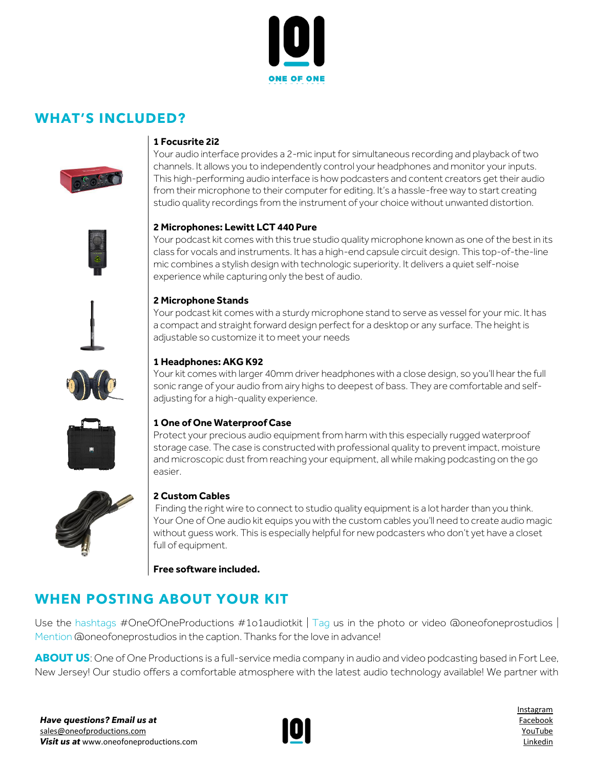## WHAT'S INCLUDED?

**1 Focusrite 2i2**
Your audio interface provides a 2-mic input for simultaneous recording and playback of two channels. It allows you to independently control your headphones and monitor your inputs. This high-performing audio interface is how podcasters and content creators get their audio from their microphone to their computer for editing. It's a hassle-free way to start creating studio quality recordings from the instrument of your choice without unwanted distortion.

**2 Microphones: Lewitt LCT 440 Pure**
Your podcast kit comes with this true studio quality microphone known as one of the best in its class for vocals and instruments. It has a high-end capsule circuit design. This top-of-the-line mic combines a stylish design with technologic superiority. It delivers a quiet self-noise experience while capturing only the best of audio.

**2 Microphone Stands**
Your podcast kit comes with a sturdy microphone stand to serve as vessel for your mic. It has a compact and straight forward design perfect for a desktop or any surface. The height is adjustable so customize it to meet your needs

**1 Headphones: AKG K92**
Your kit comes with larger 40mm driver headphones with a close design, so you'll hear the full sonic range of your audio from airy highs to deepest of bass. They are comfortable and self-adjusting for a high-quality experience.

**1 One of One Waterproof Case**
Protect your precious audio equipment from harm with this especially rugged waterproof storage case. The case is constructed with professional quality to prevent impact, moisture and microscopic dust from reaching your equipment, all while making podcasting on the go easier.

**2 Custom Cables**
Finding the right wire to connect to studio quality equipment is a lot harder than you think. Your One of One audio kit equips you with the custom cables you'll need to create audio magic without guess work. This is especially helpful for new podcasters who don't yet have a closet full of equipment.

**Free software included.**

## WHEN POSTING ABOUT YOUR KIT

Use the hashtags #OneOfOneProductions #1o1audiotkit | Tag us in the photo or video @oneofoneprostudios | Mention @oneofoneprostudios in the caption. Thanks for the love in advance!

**ABOUT US**: One of One Productions is a full-service media company in audio and video podcasting based in Fort Lee, New Jersey! Our studio offers a comfortable atmosphere with the latest audio technology available! We partner with

***Have questions? Email us at***
sales@oneofproductions.com
***Visit us at*** www.oneofoneproductions.com

Instagram
Facebook
YouTube
Linkedin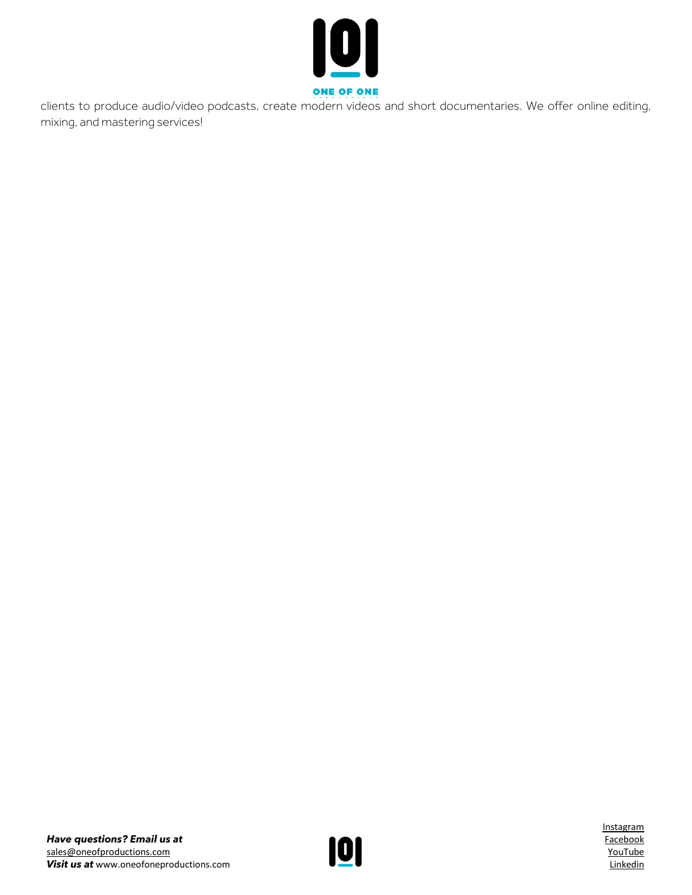clients to produce audio/video podcasts, create modern videos and short documentaries. We offer online editing, mixing, and mastering services!

***Have questions? Email us at***
sales@oneofproductions.com
***Visit us at*** www.oneofoneproductions.com

Instagram
Facebook
YouTube
Linkedin